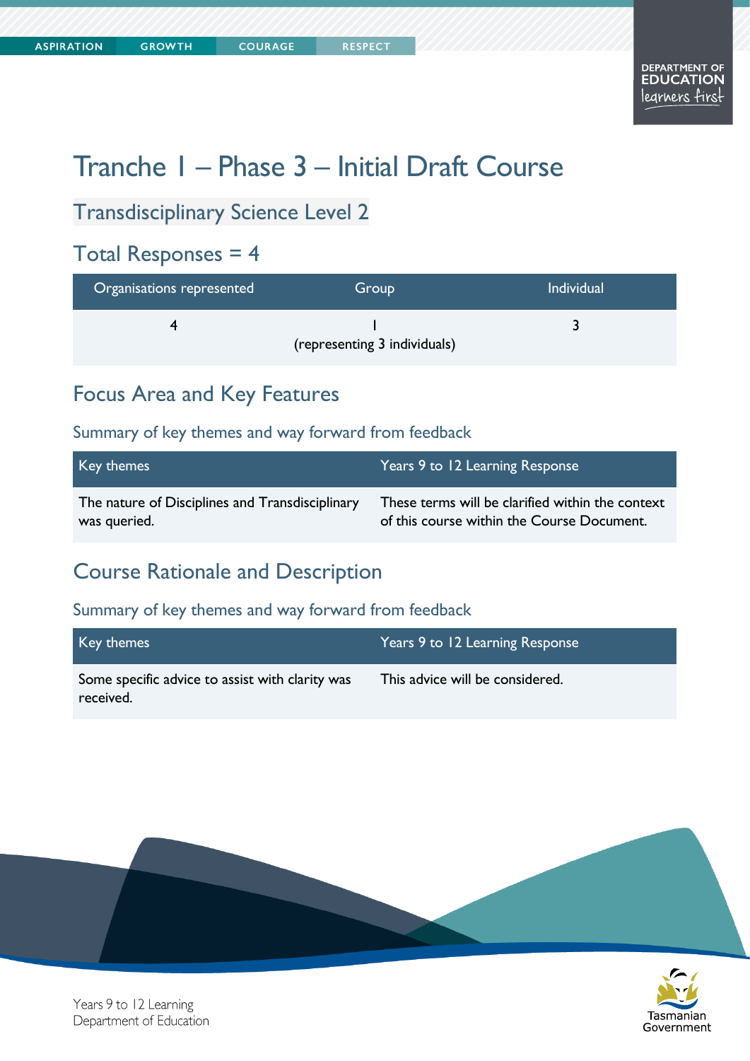# Tranche 1 – Phase 3 – Initial Draft Course

## Transdisciplinary Science Level 2

## Total Responses = 4

| Organisations represented | Group | Individual |
|---|---|---|
| 4 | 1 (representing 3 individuals) | 3 |

## Focus Area and Key Features

### Summary of key themes and way forward from feedback

| Key themes | Years 9 to 12 Learning Response |
|---|---|
| The nature of Disciplines and Transdisciplinary was queried. | These terms will be clarified within the context of this course within the Course Document. |

## Course Rationale and Description

### Summary of key themes and way forward from feedback

| Key themes | Years 9 to 12 Learning Response |
|---|---|
| Some specific advice to assist with clarity was received. | This advice will be considered. |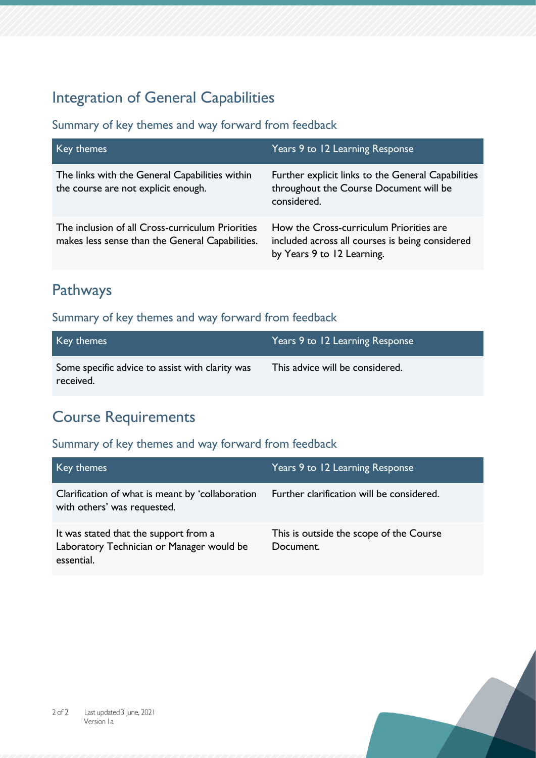## Integration of General Capabilities

### Summary of key themes and way forward from feedback

| Key themes | Years 9 to 12 Learning Response |
| --- | --- |
| The links with the General Capabilities within the course are not explicit enough. | Further explicit links to the General Capabilities throughout the Course Document will be considered. |
| The inclusion of all Cross-curriculum Priorities makes less sense than the General Capabilities. | How the Cross-curriculum Priorities are included across all courses is being considered by Years 9 to 12 Learning. |

## Pathways

### Summary of key themes and way forward from feedback

| Key themes | Years 9 to 12 Learning Response |
| --- | --- |
| Some specific advice to assist with clarity was received. | This advice will be considered. |

## Course Requirements

### Summary of key themes and way forward from feedback

| Key themes | Years 9 to 12 Learning Response |
| --- | --- |
| Clarification of what is meant by 'collaboration with others' was requested. | Further clarification will be considered. |
| It was stated that the support from a Laboratory Technician or Manager would be essential. | This is outside the scope of the Course Document. |

Last updated 3 June, 2021
Version 1a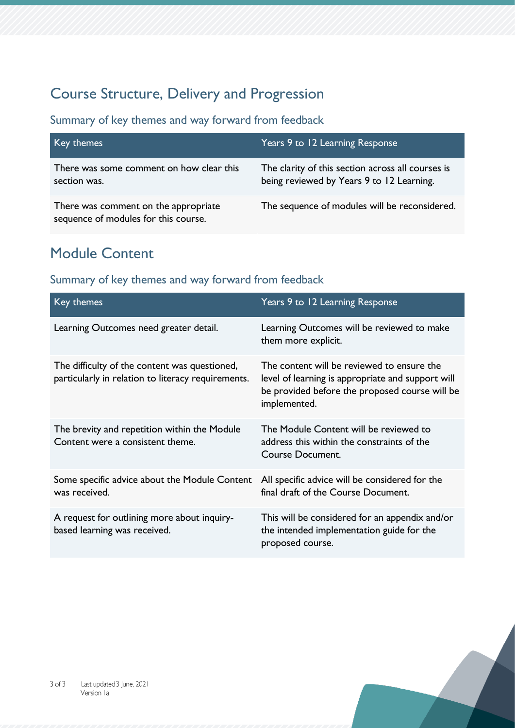## Course Structure, Delivery and Progression

### Summary of key themes and way forward from feedback

| Key themes | Years 9 to 12 Learning Response |
| --- | --- |
| There was some comment on how clear this section was. | The clarity of this section across all courses is being reviewed by Years 9 to 12 Learning. |
| There was comment on the appropriate sequence of modules for this course. | The sequence of modules will be reconsidered. |

## Module Content

### Summary of key themes and way forward from feedback

| Key themes | Years 9 to 12 Learning Response |
| --- | --- |
| Learning Outcomes need greater detail. | Learning Outcomes will be reviewed to make them more explicit. |
| The difficulty of the content was questioned, particularly in relation to literacy requirements. | The content will be reviewed to ensure the level of learning is appropriate and support will be provided before the proposed course will be implemented. |
| The brevity and repetition within the Module Content were a consistent theme. | The Module Content will be reviewed to address this within the constraints of the Course Document. |
| Some specific advice about the Module Content was received. | All specific advice will be considered for the final draft of the Course Document. |
| A request for outlining more about inquiry-based learning was received. | This will be considered for an appendix and/or the intended implementation guide for the proposed course. |

Last updated 3 June, 2021
Version 1a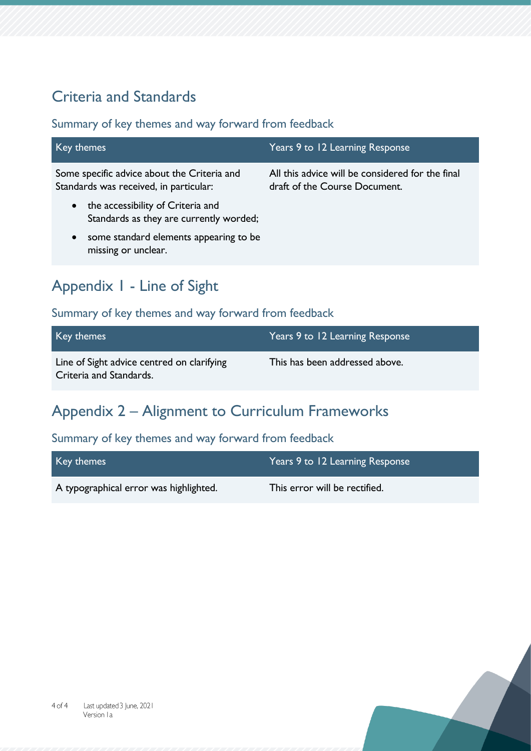## Criteria and Standards

### Summary of key themes and way forward from feedback

| Key themes | Years 9 to 12 Learning Response |
|---|---|
| Some specific advice about the Criteria and Standards was received, in particular:<br>• the accessibility of Criteria and Standards as they are currently worded;<br>• some standard elements appearing to be missing or unclear. | All this advice will be considered for the final draft of the Course Document. |

## Appendix 1 - Line of Sight

### Summary of key themes and way forward from feedback

| Key themes | Years 9 to 12 Learning Response |
|---|---|
| Line of Sight advice centred on clarifying Criteria and Standards. | This has been addressed above. |

## Appendix 2 – Alignment to Curriculum Frameworks

### Summary of key themes and way forward from feedback

| Key themes | Years 9 to 12 Learning Response |
|---|---|
| A typographical error was highlighted. | This error will be rectified. |

Last updated 3 June, 2021
Version 1a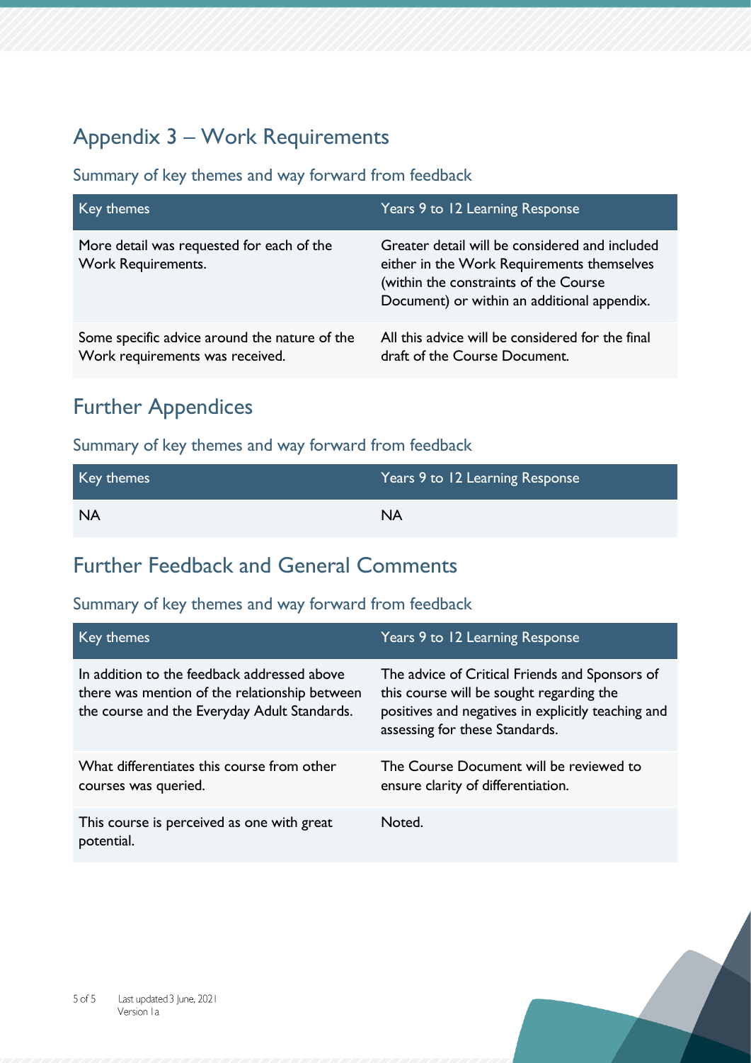## Appendix 3 – Work Requirements

### Summary of key themes and way forward from feedback

| Key themes | Years 9 to 12 Learning Response |
| --- | --- |
| More detail was requested for each of the Work Requirements. | Greater detail will be considered and included either in the Work Requirements themselves (within the constraints of the Course Document) or within an additional appendix. |
| Some specific advice around the nature of the Work requirements was received. | All this advice will be considered for the final draft of the Course Document. |

## Further Appendices

### Summary of key themes and way forward from feedback

| Key themes | Years 9 to 12 Learning Response |
| --- | --- |
| NA | NA |

## Further Feedback and General Comments

### Summary of key themes and way forward from feedback

| Key themes | Years 9 to 12 Learning Response |
| --- | --- |
| In addition to the feedback addressed above there was mention of the relationship between the course and the Everyday Adult Standards. | The advice of Critical Friends and Sponsors of this course will be sought regarding the positives and negatives in explicitly teaching and assessing for these Standards. |
| What differentiates this course from other courses was queried. | The Course Document will be reviewed to ensure clarity of differentiation. |
| This course is perceived as one with great potential. | Noted. |